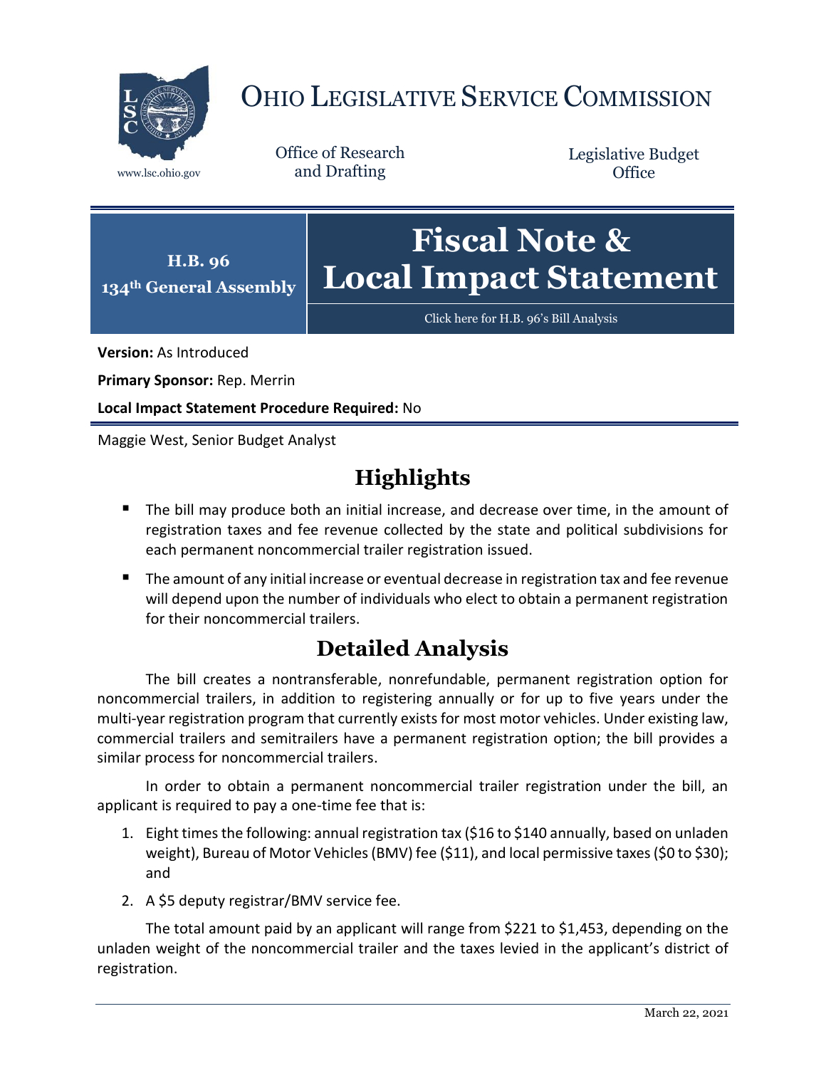# OHIO LEGISLATIVE SERVICE COMMISSION

www.lsc.ohio.gov

Office of Research and Drafting

Legislative Budget Office

**H.B. 96**
**134th General Assembly**

# Fiscal Note & Local Impact Statement

Click here for H.B. 96's Bill Analysis

**Version:** As Introduced

**Primary Sponsor:** Rep. Merrin

**Local Impact Statement Procedure Required:** No

Maggie West, Senior Budget Analyst

## Highlights

- The bill may produce both an initial increase, and decrease over time, in the amount of registration taxes and fee revenue collected by the state and political subdivisions for each permanent noncommercial trailer registration issued.
- The amount of any initial increase or eventual decrease in registration tax and fee revenue will depend upon the number of individuals who elect to obtain a permanent registration for their noncommercial trailers.

## Detailed Analysis

The bill creates a nontransferable, nonrefundable, permanent registration option for noncommercial trailers, in addition to registering annually or for up to five years under the multi-year registration program that currently exists for most motor vehicles. Under existing law, commercial trailers and semitrailers have a permanent registration option; the bill provides a similar process for noncommercial trailers.

In order to obtain a permanent noncommercial trailer registration under the bill, an applicant is required to pay a one-time fee that is:

1. Eight times the following: annual registration tax ($16 to $140 annually, based on unladen weight), Bureau of Motor Vehicles (BMV) fee ($11), and local permissive taxes ($0 to $30); and
2. A $5 deputy registrar/BMV service fee.

The total amount paid by an applicant will range from $221 to $1,453, depending on the unladen weight of the noncommercial trailer and the taxes levied in the applicant's district of registration.

March 22, 2021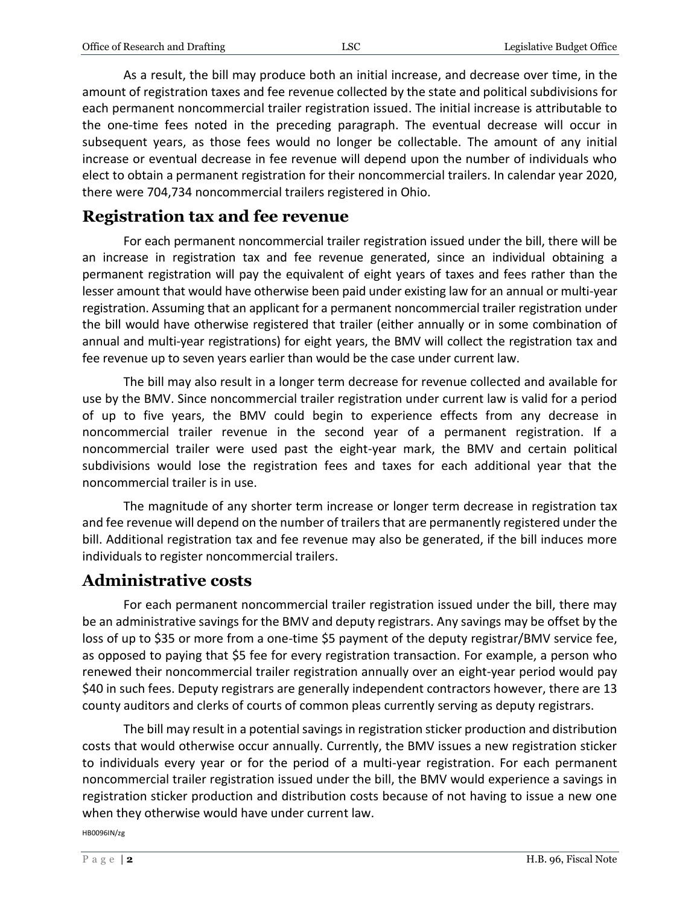As a result, the bill may produce both an initial increase, and decrease over time, in the amount of registration taxes and fee revenue collected by the state and political subdivisions for each permanent noncommercial trailer registration issued. The initial increase is attributable to the one-time fees noted in the preceding paragraph. The eventual decrease will occur in subsequent years, as those fees would no longer be collectable. The amount of any initial increase or eventual decrease in fee revenue will depend upon the number of individuals who elect to obtain a permanent registration for their noncommercial trailers. In calendar year 2020, there were 704,734 noncommercial trailers registered in Ohio.

## Registration tax and fee revenue

For each permanent noncommercial trailer registration issued under the bill, there will be an increase in registration tax and fee revenue generated, since an individual obtaining a permanent registration will pay the equivalent of eight years of taxes and fees rather than the lesser amount that would have otherwise been paid under existing law for an annual or multi-year registration. Assuming that an applicant for a permanent noncommercial trailer registration under the bill would have otherwise registered that trailer (either annually or in some combination of annual and multi-year registrations) for eight years, the BMV will collect the registration tax and fee revenue up to seven years earlier than would be the case under current law.

The bill may also result in a longer term decrease for revenue collected and available for use by the BMV. Since noncommercial trailer registration under current law is valid for a period of up to five years, the BMV could begin to experience effects from any decrease in noncommercial trailer revenue in the second year of a permanent registration. If a noncommercial trailer were used past the eight-year mark, the BMV and certain political subdivisions would lose the registration fees and taxes for each additional year that the noncommercial trailer is in use.

The magnitude of any shorter term increase or longer term decrease in registration tax and fee revenue will depend on the number of trailers that are permanently registered under the bill. Additional registration tax and fee revenue may also be generated, if the bill induces more individuals to register noncommercial trailers.

## Administrative costs

For each permanent noncommercial trailer registration issued under the bill, there may be an administrative savings for the BMV and deputy registrars. Any savings may be offset by the loss of up to $35 or more from a one-time $5 payment of the deputy registrar/BMV service fee, as opposed to paying that $5 fee for every registration transaction. For example, a person who renewed their noncommercial trailer registration annually over an eight-year period would pay $40 in such fees. Deputy registrars are generally independent contractors however, there are 13 county auditors and clerks of courts of common pleas currently serving as deputy registrars.

The bill may result in a potential savings in registration sticker production and distribution costs that would otherwise occur annually. Currently, the BMV issues a new registration sticker to individuals every year or for the period of a multi-year registration. For each permanent noncommercial trailer registration issued under the bill, the BMV would experience a savings in registration sticker production and distribution costs because of not having to issue a new one when they otherwise would have under current law.

HB0096IN/zg